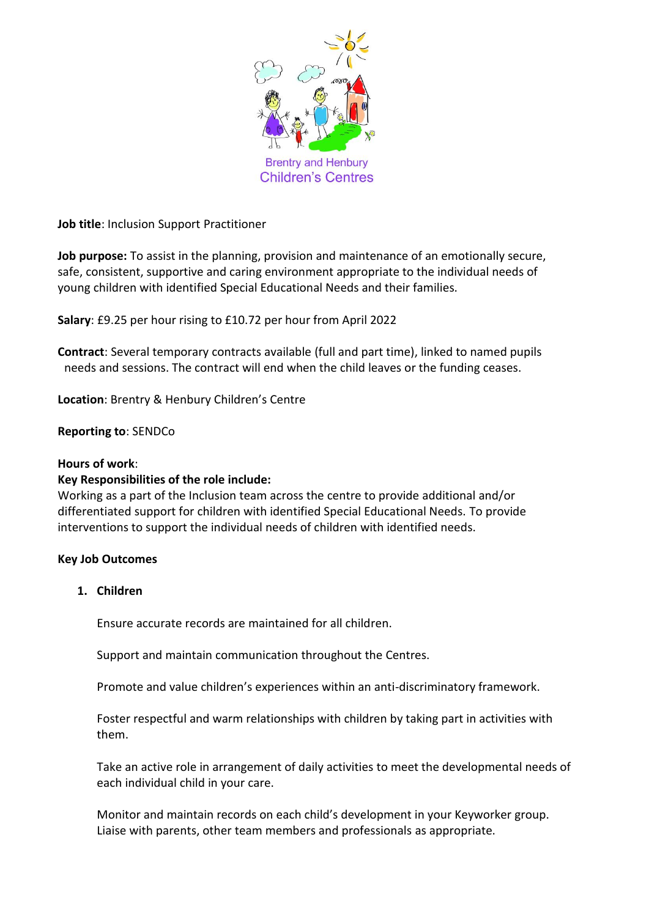Brentry and Henbury Children's Centres

**Job title**: Inclusion Support Practitioner

**Job purpose:** To assist in the planning, provision and maintenance of an emotionally secure, safe, consistent, supportive and caring environment appropriate to the individual needs of young children with identified Special Educational Needs and their families.

**Salary**: £9.25 per hour rising to £10.72 per hour from April 2022

**Contract**: Several temporary contracts available (full and part time), linked to named pupils needs and sessions. The contract will end when the child leaves or the funding ceases.

**Location**: Brentry & Henbury Children's Centre

**Reporting to**: SENDCo

**Hours of work**:

**Key Responsibilities of the role include:**

Working as a part of the Inclusion team across the centre to provide additional and/or differentiated support for children with identified Special Educational Needs. To provide interventions to support the individual needs of children with identified needs.

**Key Job Outcomes**

1. **Children**

   Ensure accurate records are maintained for all children.

   Support and maintain communication throughout the Centres.

   Promote and value children's experiences within an anti-discriminatory framework.

   Foster respectful and warm relationships with children by taking part in activities with them.

   Take an active role in arrangement of daily activities to meet the developmental needs of each individual child in your care.

   Monitor and maintain records on each child's development in your Keyworker group. Liaise with parents, other team members and professionals as appropriate.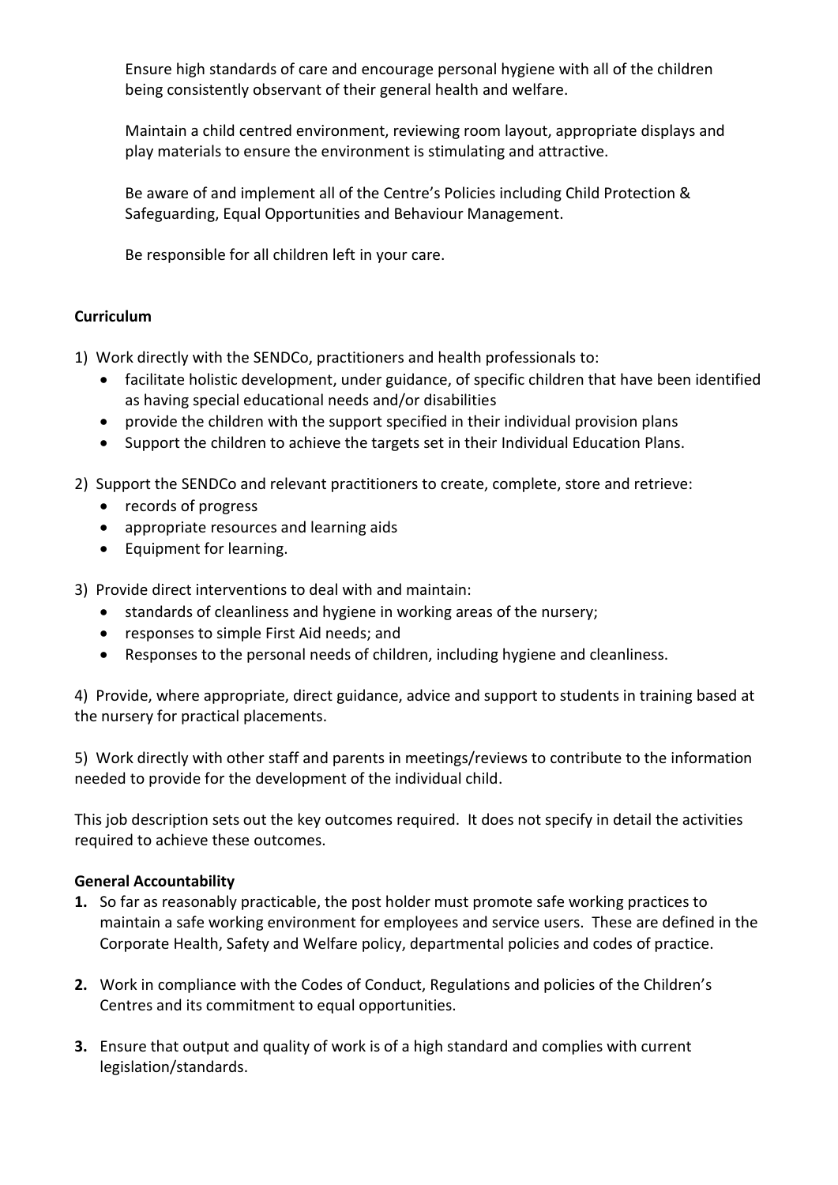Ensure high standards of care and encourage personal hygiene with all of the children being consistently observant of their general health and welfare.

Maintain a child centred environment, reviewing room layout, appropriate displays and play materials to ensure the environment is stimulating and attractive.

Be aware of and implement all of the Centre's Policies including Child Protection & Safeguarding, Equal Opportunities and Behaviour Management.

Be responsible for all children left in your care.

**Curriculum**

1) Work directly with the SENDCo, practitioners and health professionals to:
   - facilitate holistic development, under guidance, of specific children that have been identified as having special educational needs and/or disabilities
   - provide the children with the support specified in their individual provision plans
   - Support the children to achieve the targets set in their Individual Education Plans.

2) Support the SENDCo and relevant practitioners to create, complete, store and retrieve:
   - records of progress
   - appropriate resources and learning aids
   - Equipment for learning.

3) Provide direct interventions to deal with and maintain:
   - standards of cleanliness and hygiene in working areas of the nursery;
   - responses to simple First Aid needs; and
   - Responses to the personal needs of children, including hygiene and cleanliness.

4) Provide, where appropriate, direct guidance, advice and support to students in training based at the nursery for practical placements.

5) Work directly with other staff and parents in meetings/reviews to contribute to the information needed to provide for the development of the individual child.

This job description sets out the key outcomes required. It does not specify in detail the activities required to achieve these outcomes.

**General Accountability**

1. So far as reasonably practicable, the post holder must promote safe working practices to maintain a safe working environment for employees and service users. These are defined in the Corporate Health, Safety and Welfare policy, departmental policies and codes of practice.

2. Work in compliance with the Codes of Conduct, Regulations and policies of the Children's Centres and its commitment to equal opportunities.

3. Ensure that output and quality of work is of a high standard and complies with current legislation/standards.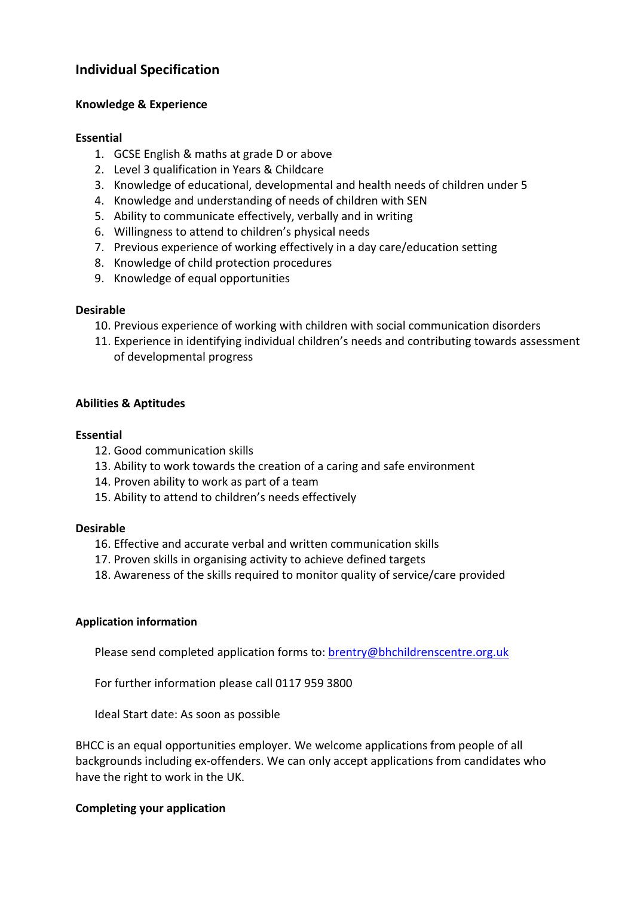## Individual Specification

**Knowledge & Experience**

**Essential**

1. GCSE English & maths at grade D or above
2. Level 3 qualification in Years & Childcare
3. Knowledge of educational, developmental and health needs of children under 5
4. Knowledge and understanding of needs of children with SEN
5. Ability to communicate effectively, verbally and in writing
6. Willingness to attend to children's physical needs
7. Previous experience of working effectively in a day care/education setting
8. Knowledge of child protection procedures
9. Knowledge of equal opportunities

**Desirable**

10. Previous experience of working with children with social communication disorders
11. Experience in identifying individual children's needs and contributing towards assessment of developmental progress

**Abilities & Aptitudes**

**Essential**

12. Good communication skills
13. Ability to work towards the creation of a caring and safe environment
14. Proven ability to work as part of a team
15. Ability to attend to children's needs effectively

**Desirable**

16. Effective and accurate verbal and written communication skills
17. Proven skills in organising activity to achieve defined targets
18. Awareness of the skills required to monitor quality of service/care provided

**Application information**

Please send completed application forms to: [brentry@bhchildrenscentre.org.uk](mailto:brentry@bhchildrenscentre.org.uk)

For further information please call 0117 959 3800

Ideal Start date: As soon as possible

BHCC is an equal opportunities employer. We welcome applications from people of all backgrounds including ex-offenders. We can only accept applications from candidates who have the right to work in the UK.

**Completing your application**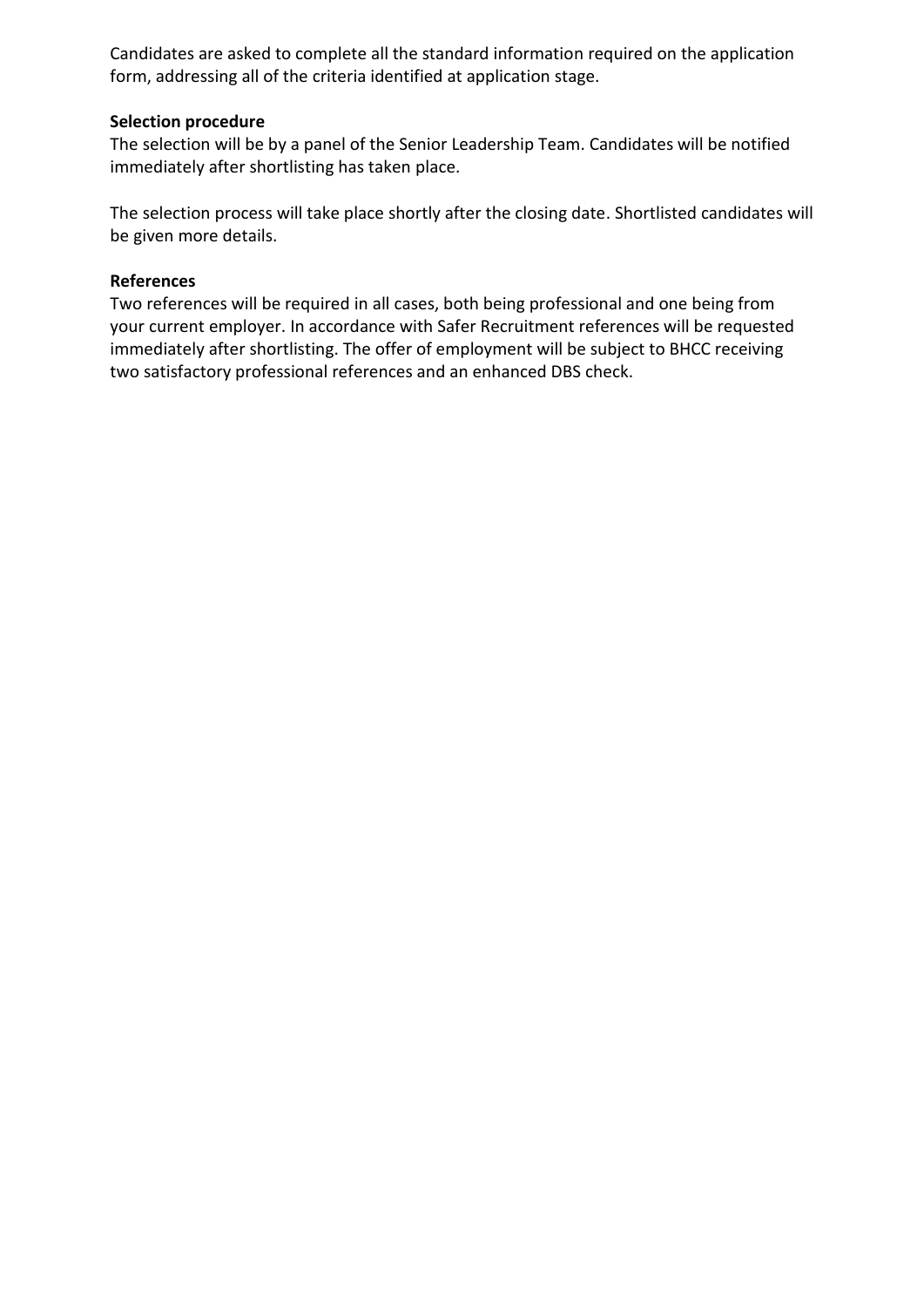Candidates are asked to complete all the standard information required on the application form, addressing all of the criteria identified at application stage.

**Selection procedure**

The selection will be by a panel of the Senior Leadership Team. Candidates will be notified immediately after shortlisting has taken place.

The selection process will take place shortly after the closing date. Shortlisted candidates will be given more details.

**References**

Two references will be required in all cases, both being professional and one being from your current employer. In accordance with Safer Recruitment references will be requested immediately after shortlisting. The offer of employment will be subject to BHCC receiving two satisfactory professional references and an enhanced DBS check.